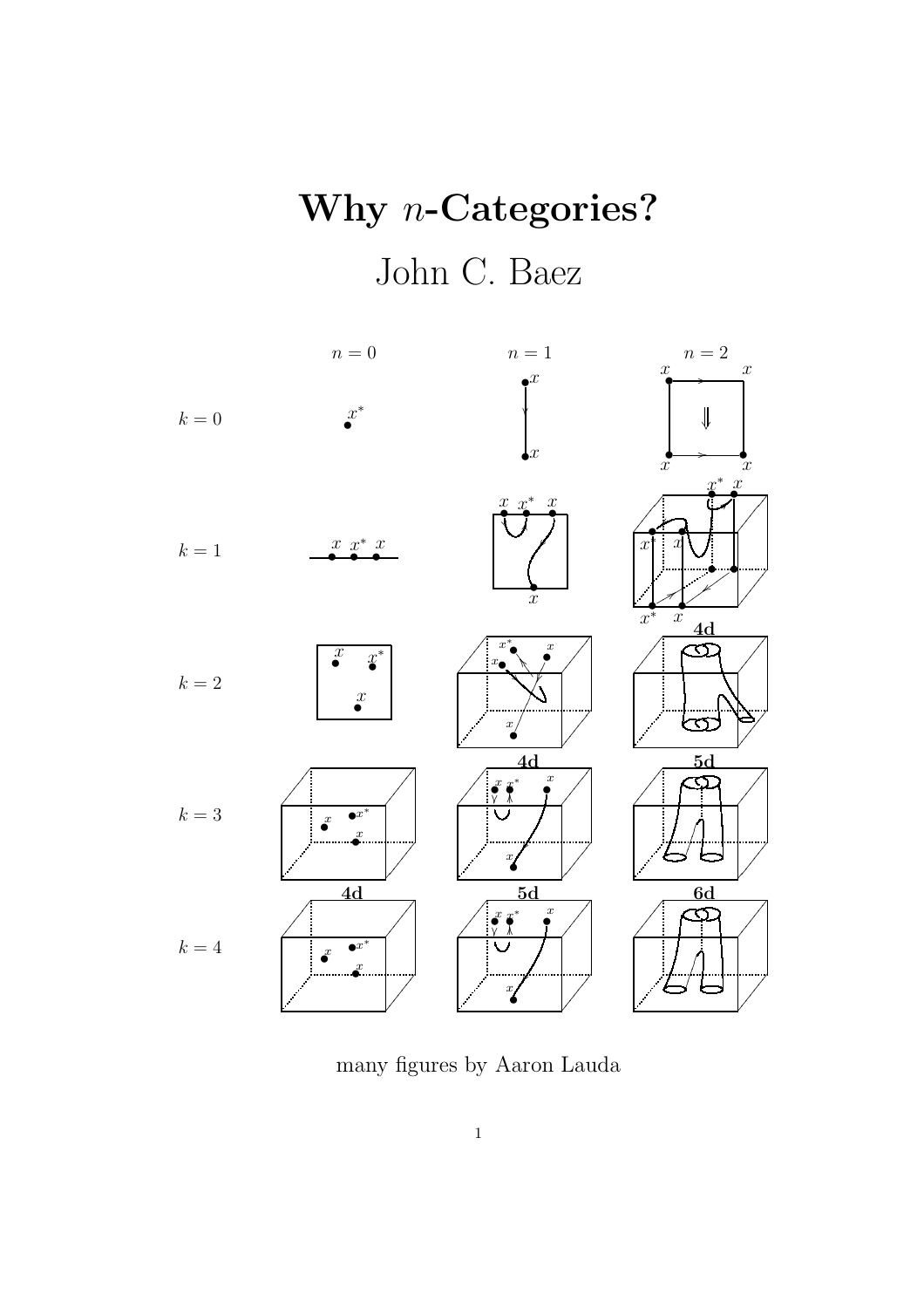# Why $n$-Categories?

## John C. Baez

many figures by Aaron Lauda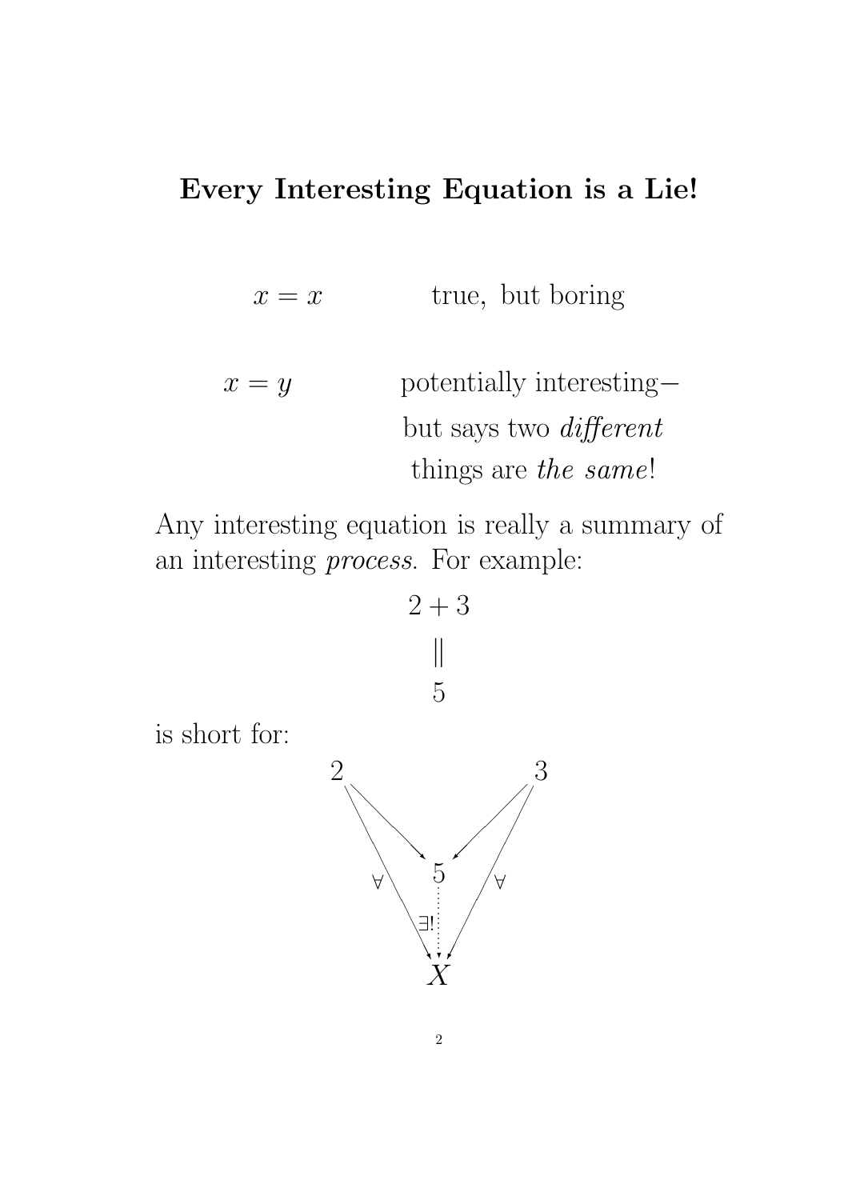# Every Interesting Equation is a Lie!

$$x = x \qquad \text{true, but boring}$$

$$x = y \qquad \text{potentially interesting—}$$

but says two *different* things are *the same*!

Any interesting equation is really a summary of an interesting *process*. For example:

$$\begin{array}{c} 2+3 \\ \| \\ 5 \end{array}$$

is short for:

$$\begin{array}{ccccc} 2 & & & & 3 \\ & \searrow & & \swarrow & \\ & & 5 & & \\ \forall & & \vdots\, \exists! & & \forall \\ & & X & & \end{array}$$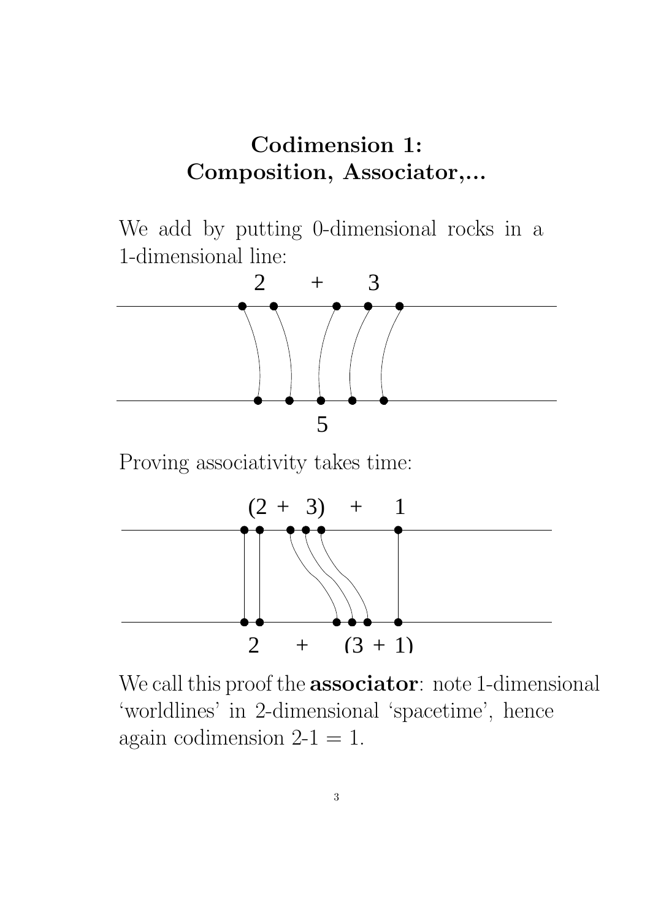# Codimension 1: Composition, Associator,...

We add by putting 0-dimensional rocks in a 1-dimensional line:

2 + 3

5

Proving associativity takes time:

(2 + 3) + 1

2 + (3 + 1)

We call this proof the **associator**: note 1-dimensional 'worldlines' in 2-dimensional 'spacetime', hence again codimension 2-1 = 1.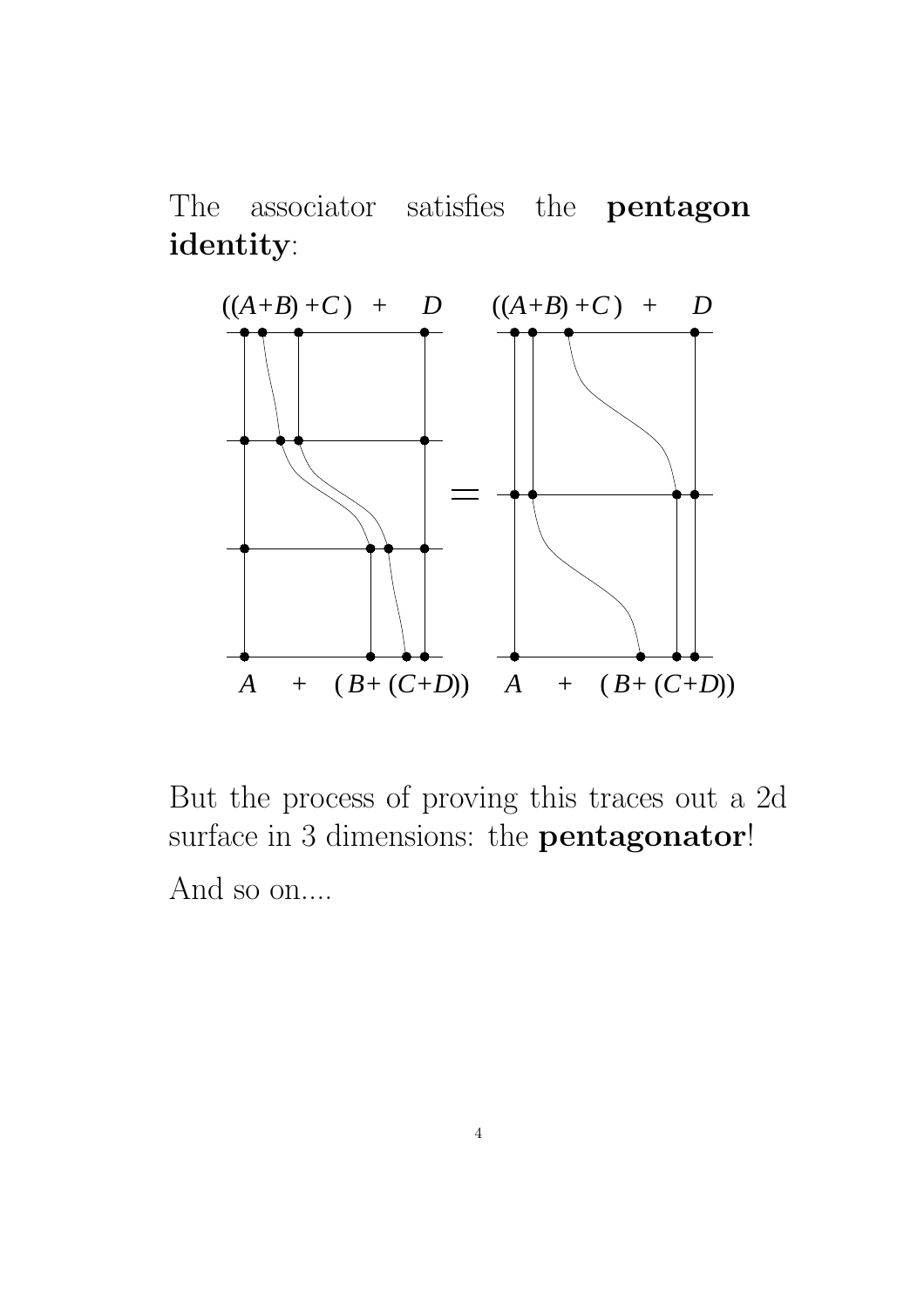The associator satisfies the **pentagon identity**:

$((A+B)+C) + D$ $\quad$ $((A+B)+C) + D$

$=$

$A + (B+(C+D))$ $\quad$ $A + (B+(C+D))$

But the process of proving this traces out a 2d surface in 3 dimensions: the **pentagonator**!

And so on....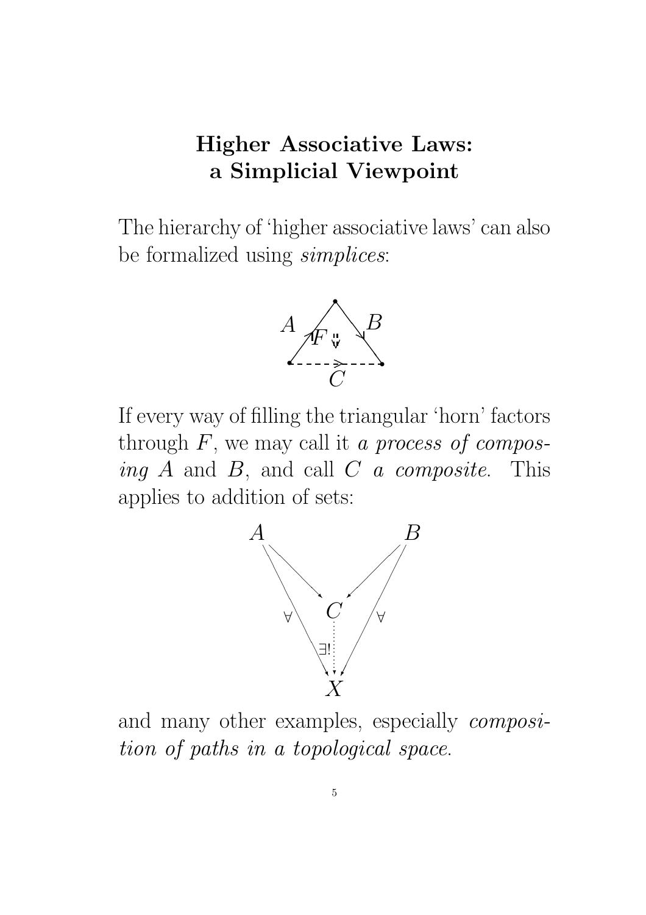## Higher Associative Laws: a Simplicial Viewpoint

The hierarchy of 'higher associative laws' can also be formalized using *simplices*:

If every way of filling the triangular 'horn' factors through $F$, we may call it *a process of composing* $A$ and $B$, and call $C$ *a composite*. This applies to addition of sets:

and many other examples, especially *composition of paths in a topological space.*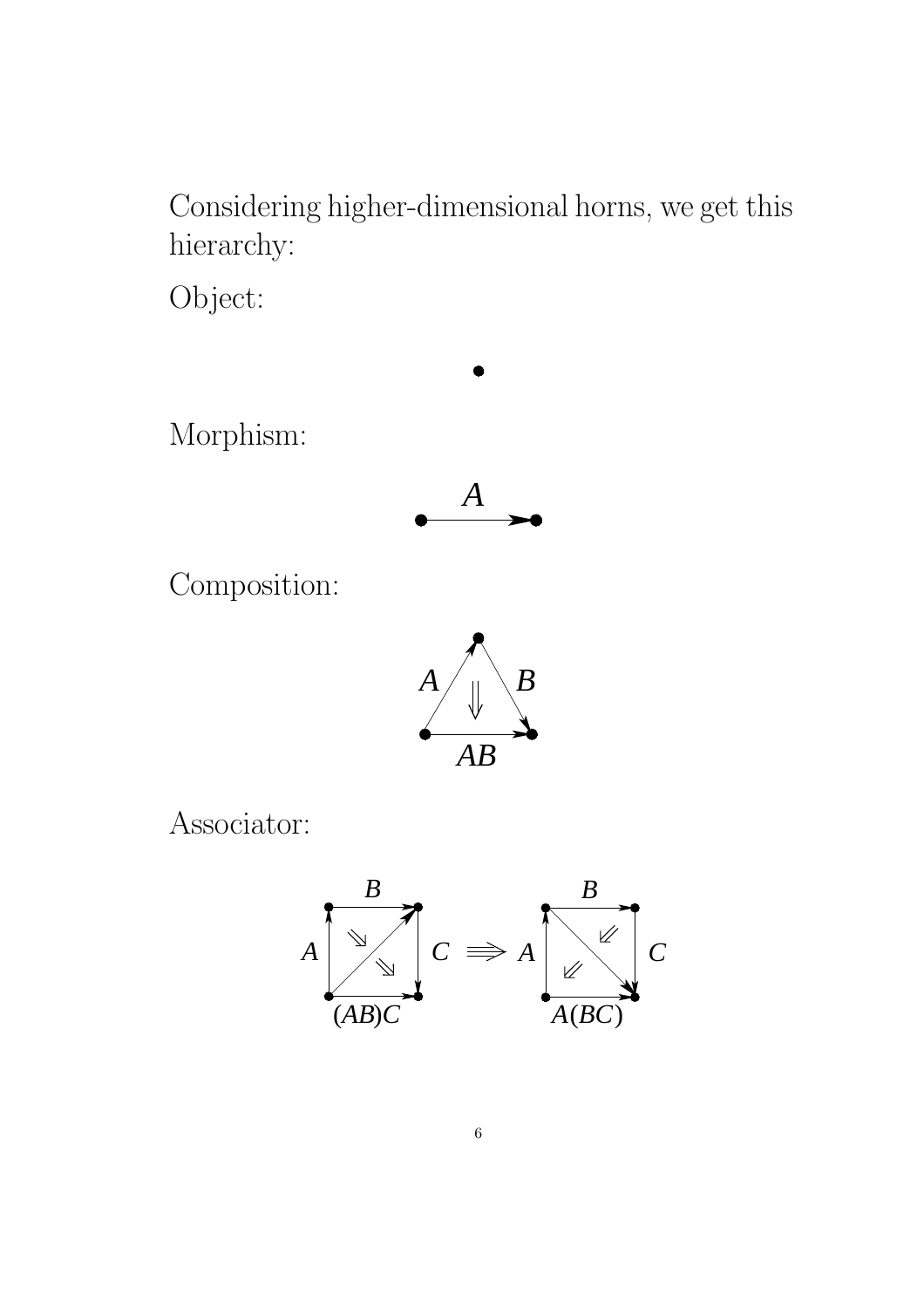Considering higher-dimensional horns, we get this hierarchy:

Object:

Morphism:

$A$

Composition:

$A$ $B$

$AB$

Associator:

$B$ $B$

$A$ $C$ $\Rrightarrow$ $A$ $C$

$(AB)C$ $A(BC)$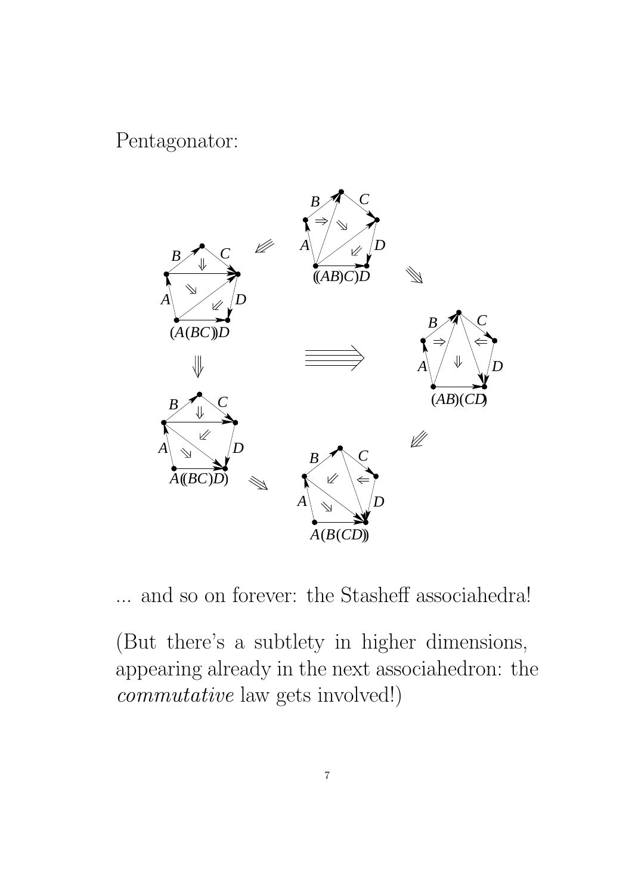Pentagonator:

... and so on forever: the Stasheff associahedra!

(But there's a subtlety in higher dimensions, appearing already in the next associahedron: the *commutative* law gets involved!)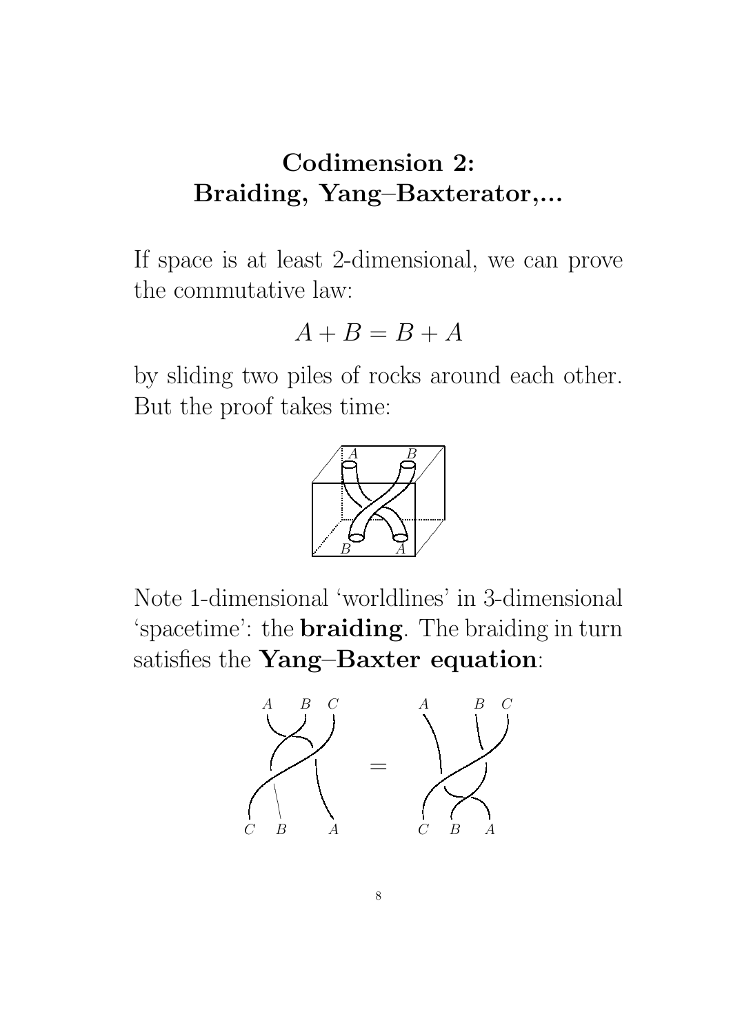# Codimension 2: Braiding, Yang–Baxterator,...

If space is at least 2-dimensional, we can prove the commutative law:

$$A + B = B + A$$

by sliding two piles of rocks around each other. But the proof takes time:

Note 1-dimensional 'worldlines' in 3-dimensional 'spacetime': the **braiding**. The braiding in turn satisfies the **Yang–Baxter equation**: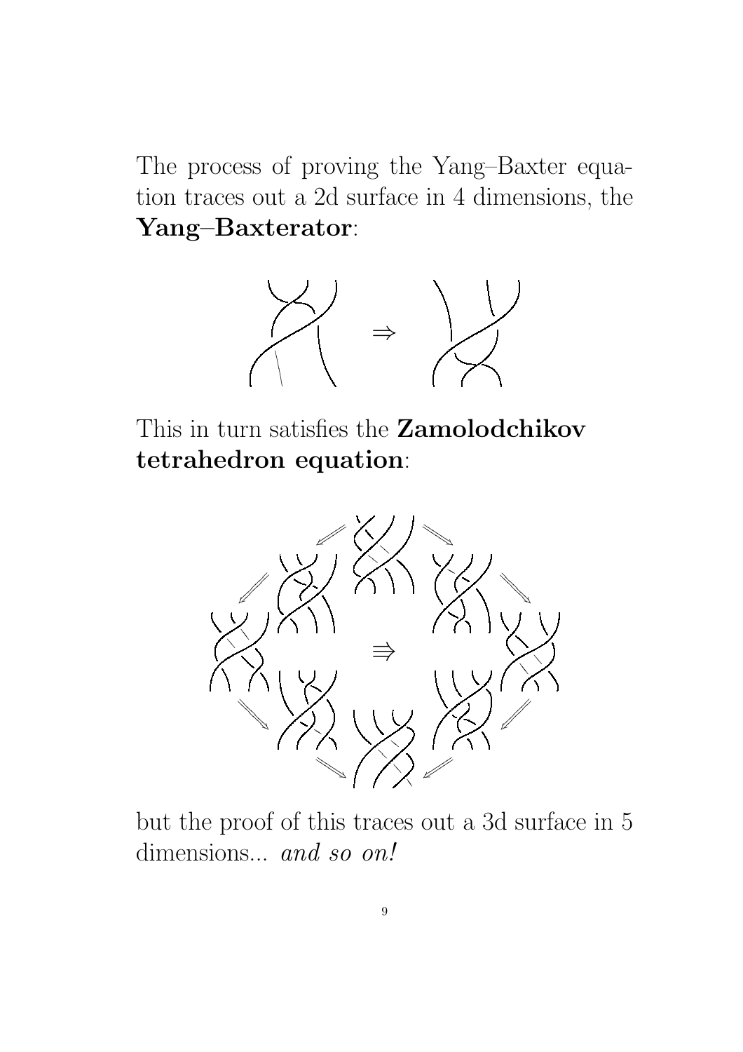The process of proving the Yang–Baxter equation traces out a 2d surface in 4 dimensions, the **Yang–Baxterator**:

$$\Rightarrow$$

This in turn satisfies the **Zamolodchikov tetrahedron equation**:

$$\Rrightarrow$$

but the proof of this traces out a 3d surface in 5 dimensions... *and so on!*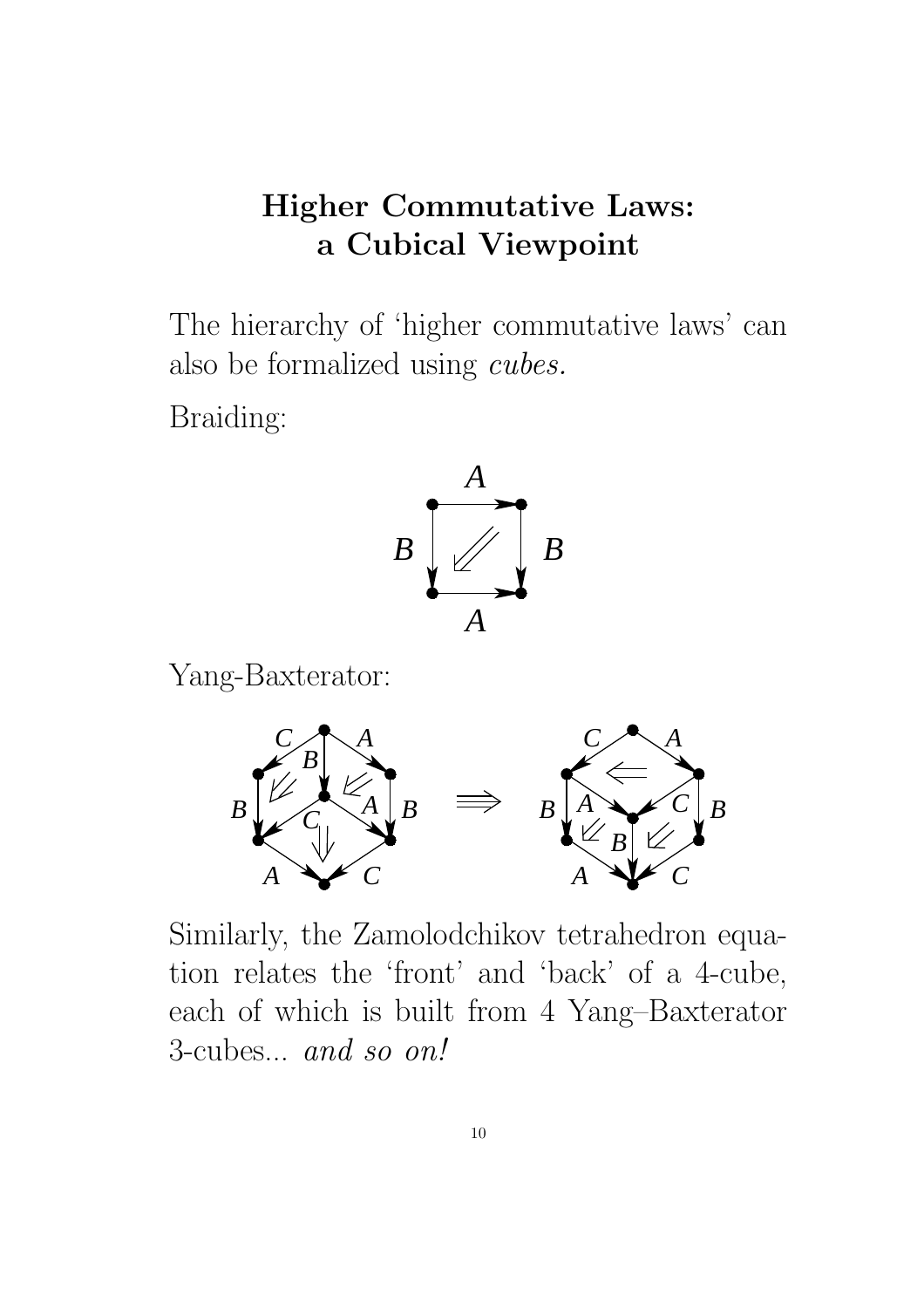# Higher Commutative Laws: a Cubical Viewpoint

The hierarchy of 'higher commutative laws' can also be formalized using *cubes.*

Braiding:

Yang-Baxterator:

Similarly, the Zamolodchikov tetrahedron equation relates the 'front' and 'back' of a 4-cube, each of which is built from 4 Yang–Baxterator 3-cubes... *and so on!*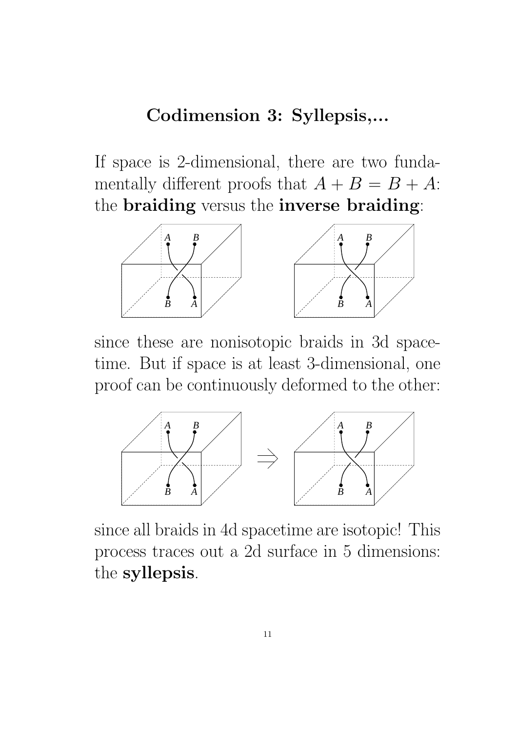## Codimension 3: Syllepsis,...

If space is 2-dimensional, there are two fundamentally different proofs that $A + B = B + A$: the **braiding** versus the **inverse braiding**:

since these are nonisotopic braids in 3d spacetime. But if space is at least 3-dimensional, one proof can be continuously deformed to the other:

since all braids in 4d spacetime are isotopic! This process traces out a 2d surface in 5 dimensions: the **syllepsis**.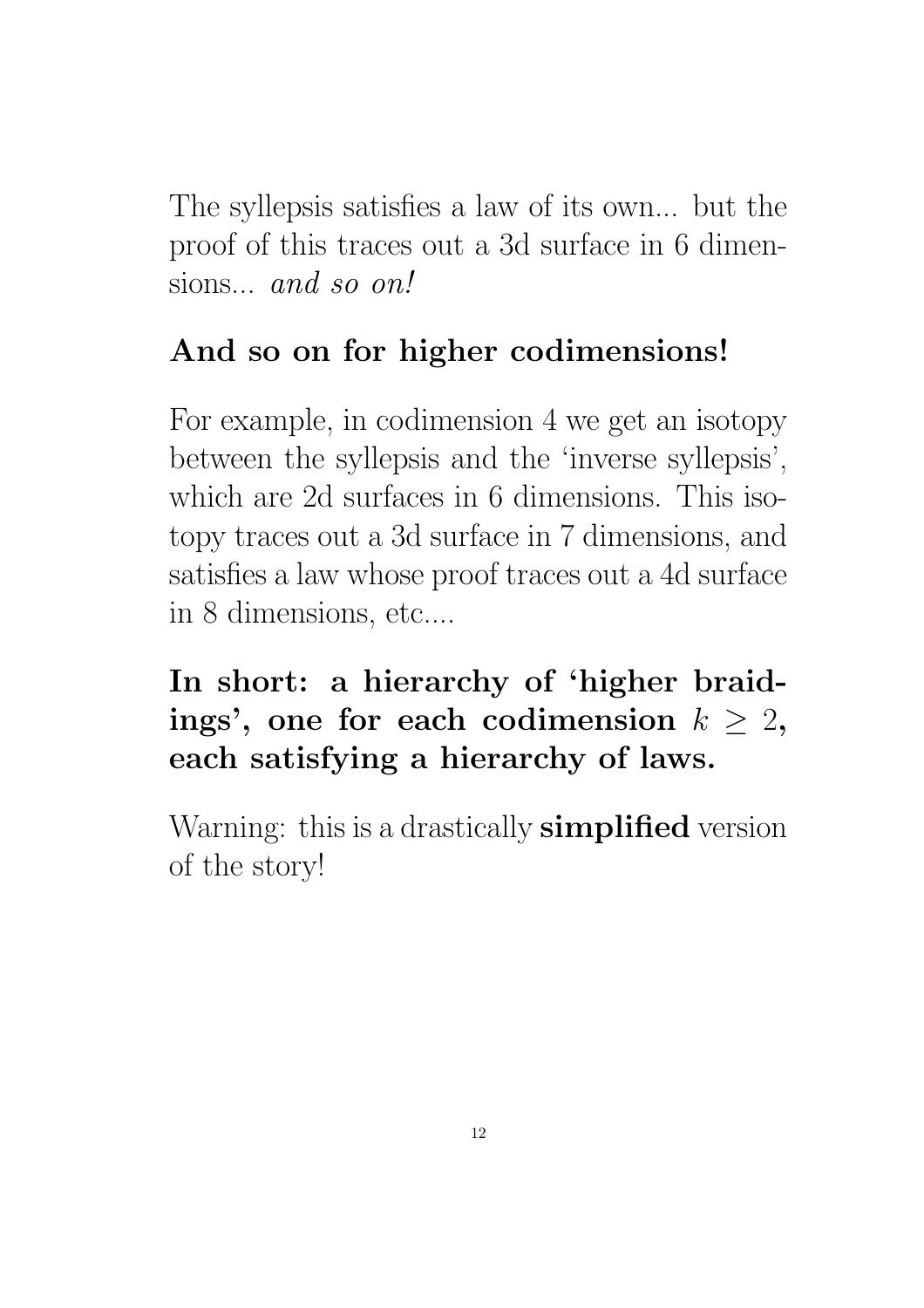The syllepsis satisfies a law of its own... but the proof of this traces out a 3d surface in 6 dimensions... *and so on!*

**And so on for higher codimensions!**

For example, in codimension 4 we get an isotopy between the syllepsis and the 'inverse syllepsis', which are 2d surfaces in 6 dimensions. This isotopy traces out a 3d surface in 7 dimensions, and satisfies a law whose proof traces out a 4d surface in 8 dimensions, etc....

**In short: a hierarchy of 'higher braidings', one for each codimension $k \geq 2$, each satisfying a hierarchy of laws.**

Warning: this is a drastically **simplified** version of the story!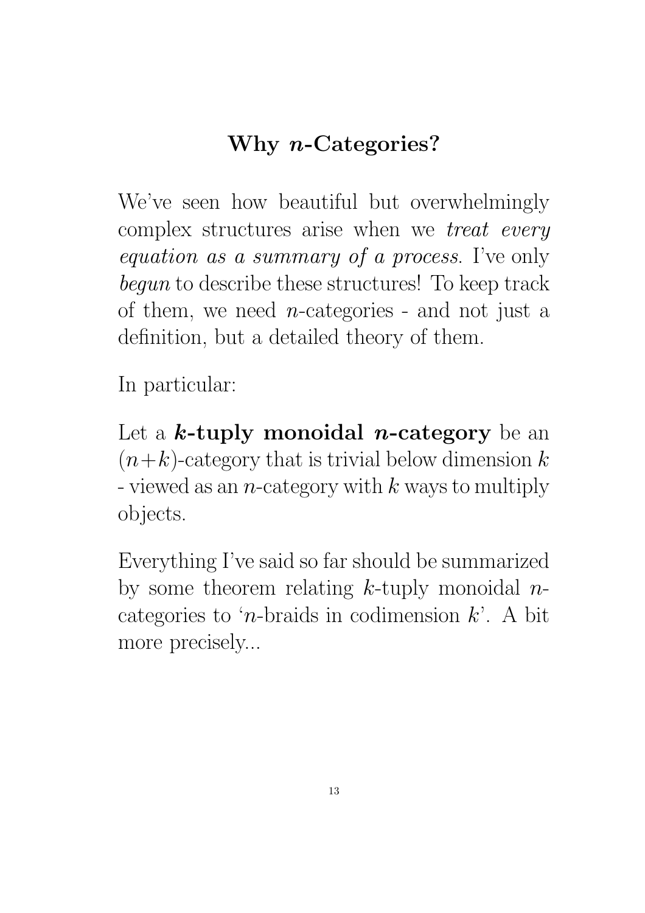# Why $n$-Categories?

We've seen how beautiful but overwhelmingly complex structures arise when we *treat every equation as a summary of a process*. I've only *begun* to describe these structures! To keep track of them, we need $n$-categories - and not just a definition, but a detailed theory of them.

In particular:

Let a **$k$-tuply monoidal $n$-category** be an $(n+k)$-category that is trivial below dimension $k$ - viewed as an $n$-category with $k$ ways to multiply objects.

Everything I've said so far should be summarized by some theorem relating $k$-tuply monoidal $n$-categories to '$n$-braids in codimension $k$'. A bit more precisely...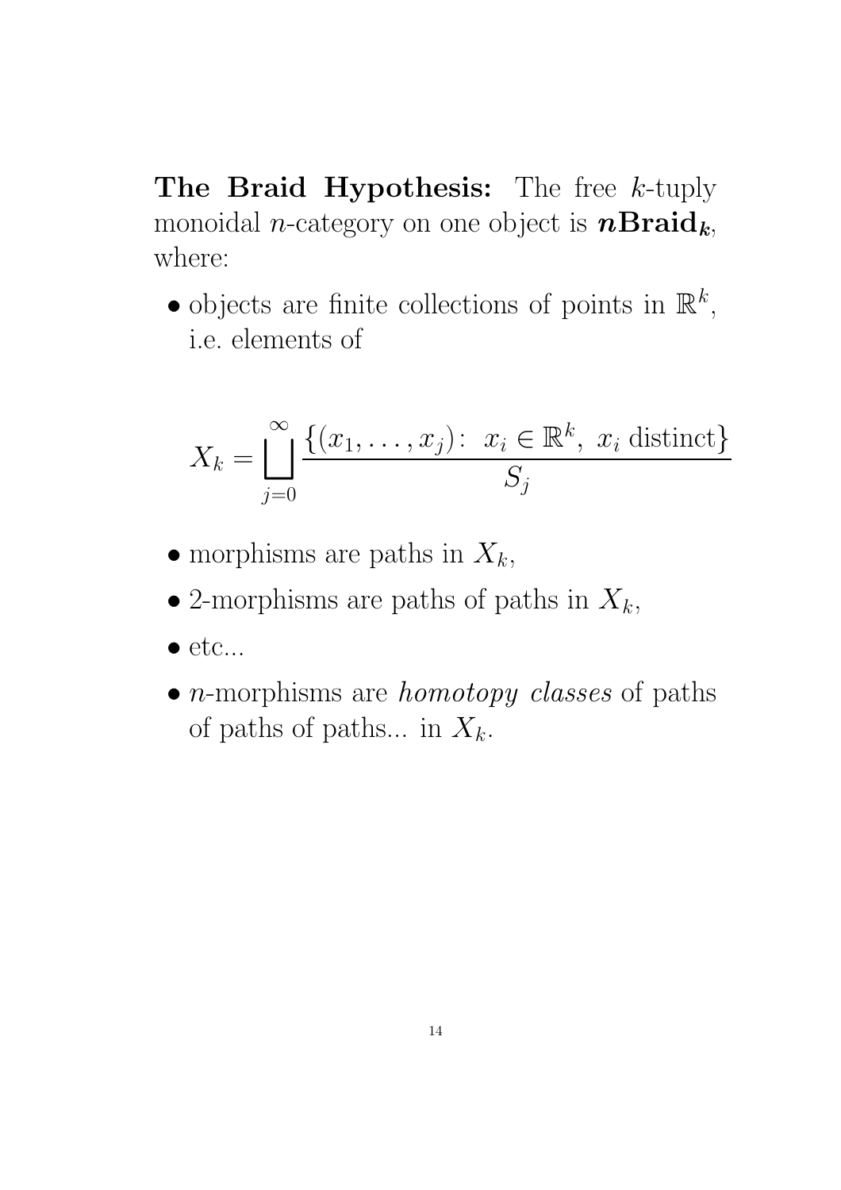**The Braid Hypothesis:** The free $k$-tuply monoidal $n$-category on one object is $\boldsymbol{n}\mathbf{Braid}_{\boldsymbol{k}}$, where:

- objects are finite collections of points in $\mathbb{R}^k$, i.e. elements of

$$X_k = \bigsqcup_{j=0}^{\infty} \frac{\{(x_1, \ldots, x_j)\colon\ x_i \in \mathbb{R}^k,\ x_i \text{ distinct}\}}{S_j}$$

- morphisms are paths in $X_k$,
- 2-morphisms are paths of paths in $X_k$,
- etc...
- $n$-morphisms are *homotopy classes* of paths of paths of paths... in $X_k$.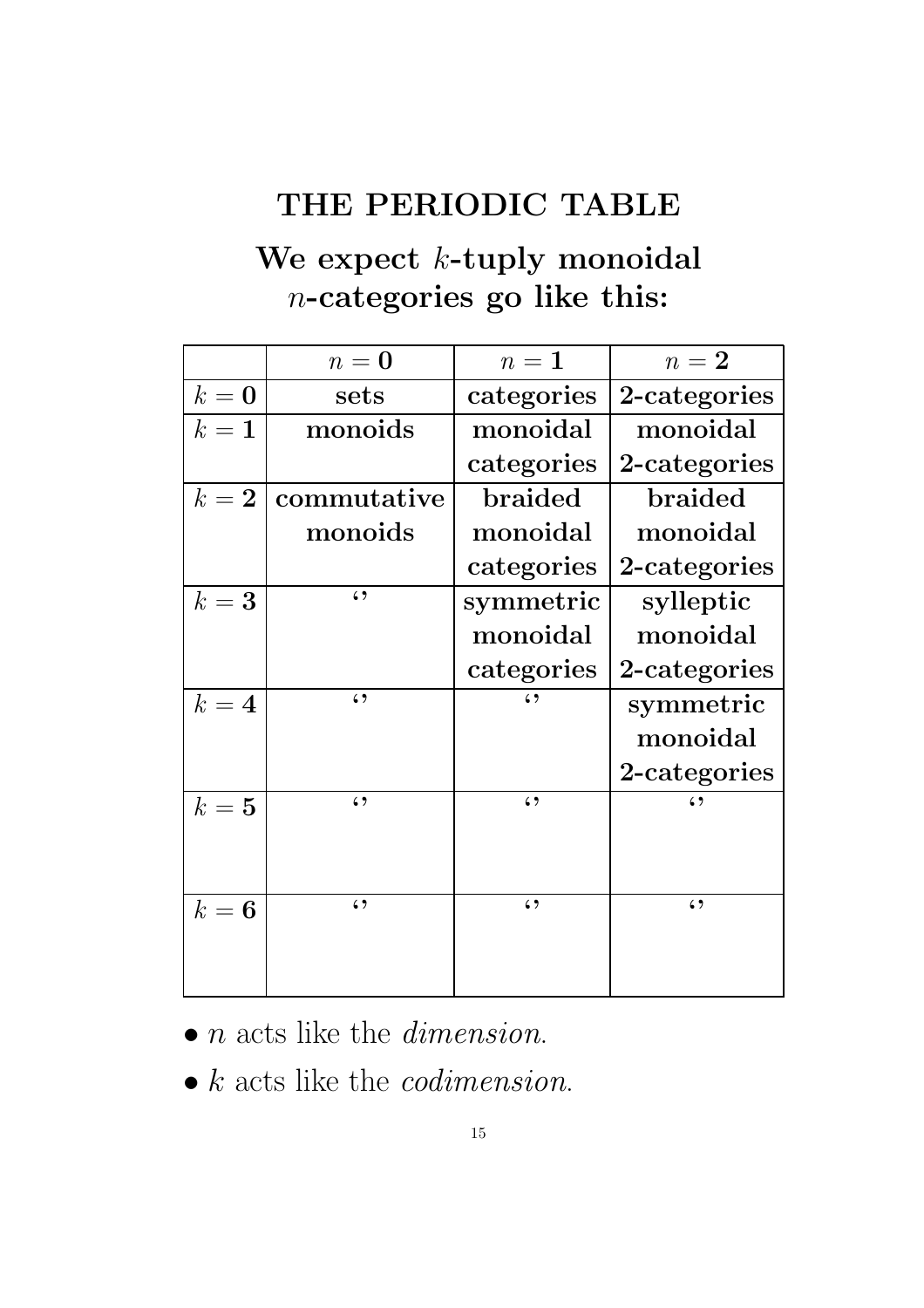# THE PERIODIC TABLE

## We expect $k$-tuply monoidal $n$-categories go like this:

| | $n = \mathbf{0}$ | $n = \mathbf{1}$ | $n = \mathbf{2}$ |
|---|---|---|---|
| $k = \mathbf{0}$ | **sets** | **categories** | **2-categories** |
| $k = \mathbf{1}$ | **monoids** | **monoidal categories** | **monoidal 2-categories** |
| $k = \mathbf{2}$ | **commutative monoids** | **braided monoidal categories** | **braided monoidal 2-categories** |
| $k = \mathbf{3}$ | ‘’ | **symmetric monoidal categories** | **sylleptic monoidal 2-categories** |
| $k = \mathbf{4}$ | ‘’ | ‘’ | **symmetric monoidal 2-categories** |
| $k = \mathbf{5}$ | ‘’ | ‘’ | ‘’ |
| $k = \mathbf{6}$ | ‘’ | ‘’ | ‘’ |

- $n$ acts like the *dimension*.
- $k$ acts like the *codimension*.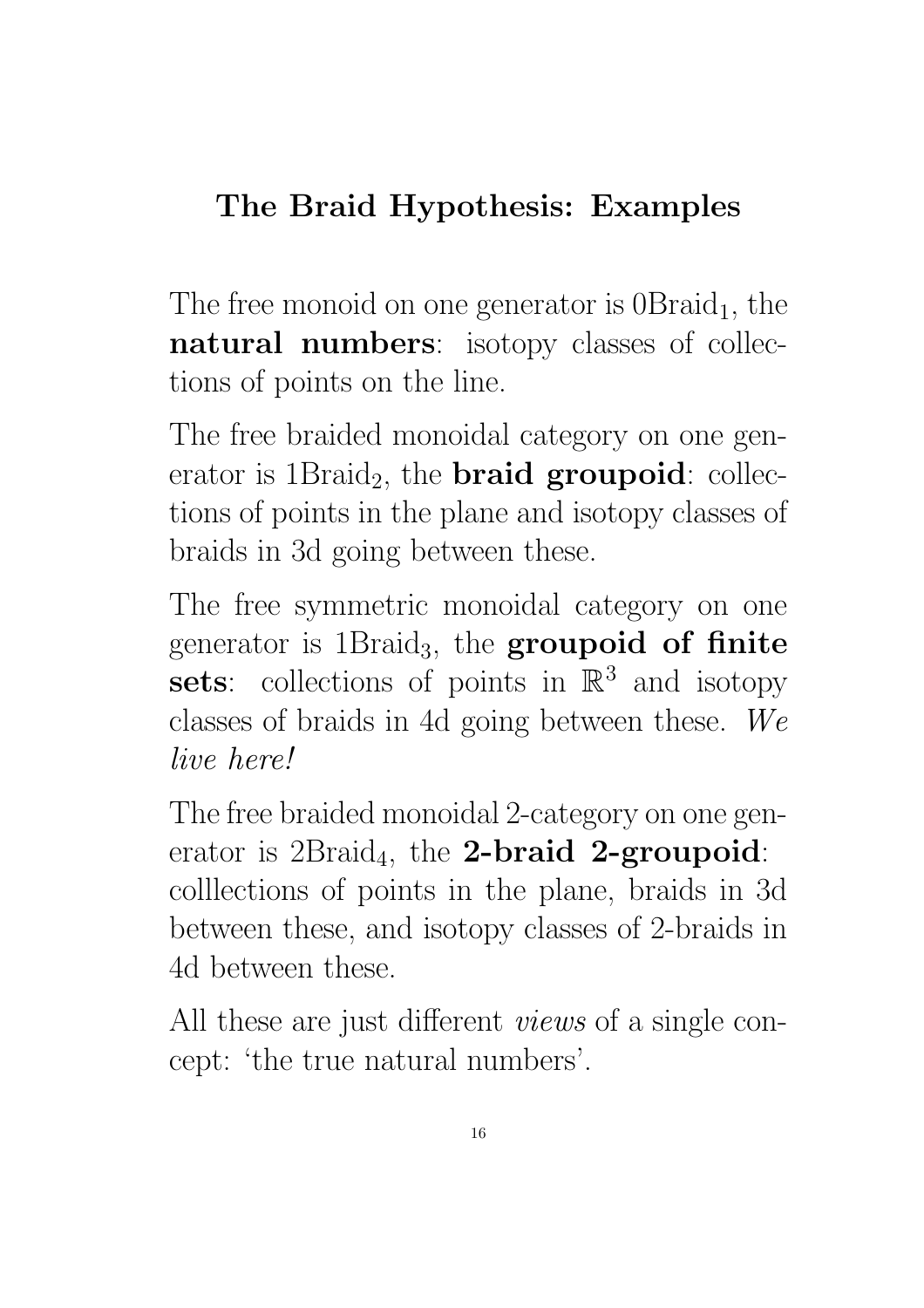## The Braid Hypothesis: Examples

The free monoid on one generator is $0\mathrm{Braid}_1$, the **natural numbers**: isotopy classes of collections of points on the line.

The free braided monoidal category on one generator is $1\mathrm{Braid}_2$, the **braid groupoid**: collections of points in the plane and isotopy classes of braids in 3d going between these.

The free symmetric monoidal category on one generator is $1\mathrm{Braid}_3$, the **groupoid of finite sets**: collections of points in $\mathbb{R}^3$ and isotopy classes of braids in 4d going between these. *We live here!*

The free braided monoidal 2-category on one generator is $2\mathrm{Braid}_4$, the **2-braid 2-groupoid**: colllections of points in the plane, braids in 3d between these, and isotopy classes of 2-braids in 4d between these.

All these are just different *views* of a single concept: 'the true natural numbers'.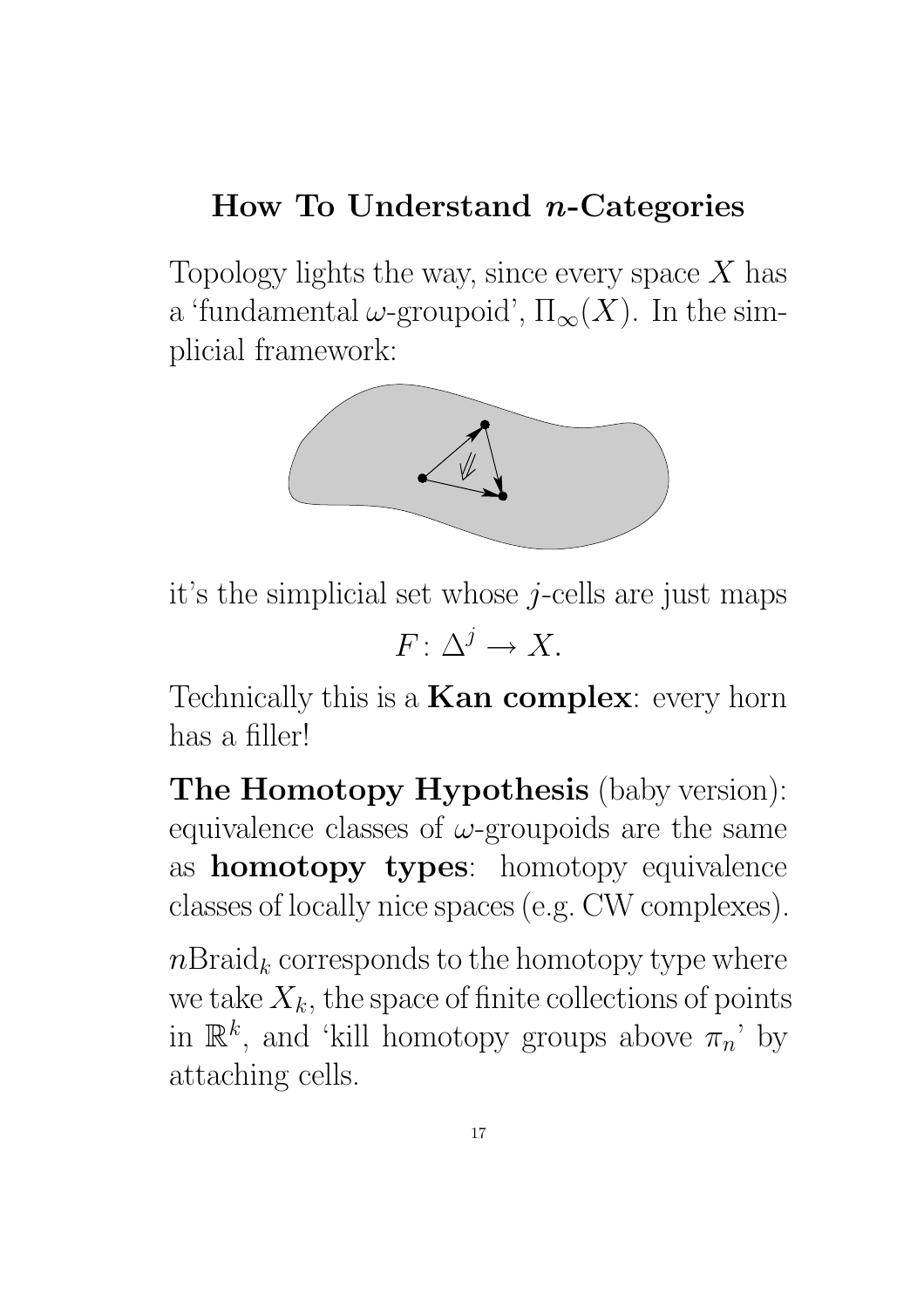## How To Understand $n$-Categories

Topology lights the way, since every space $X$ has a 'fundamental $\omega$-groupoid', $\Pi_\infty(X)$. In the simplicial framework:

it's the simplicial set whose $j$-cells are just maps

$$F\colon \Delta^j \to X.$$

Technically this is a **Kan complex**: every horn has a filler!

**The Homotopy Hypothesis** (baby version): equivalence classes of $\omega$-groupoids are the same as **homotopy types**: homotopy equivalence classes of locally nice spaces (e.g. CW complexes).

$n\mathrm{Braid}_k$ corresponds to the homotopy type where we take $X_k$, the space of finite collections of points in $\mathbb{R}^k$, and 'kill homotopy groups above $\pi_n$' by attaching cells.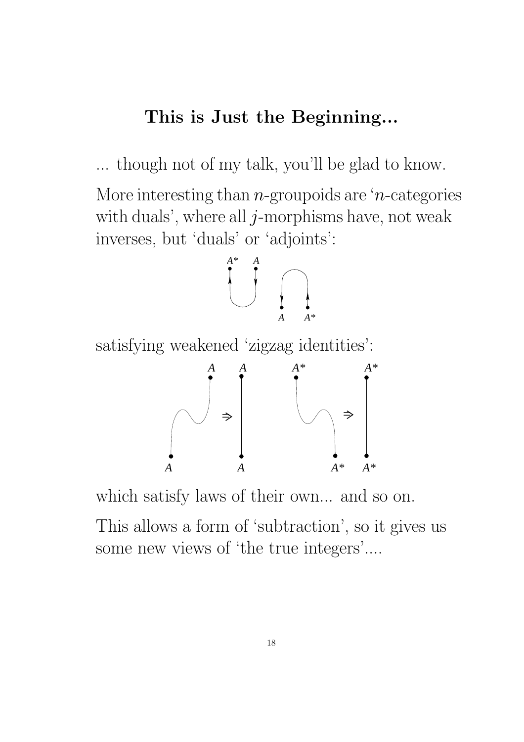# This is Just the Beginning...

... though not of my talk, you'll be glad to know.

More interesting than $n$-groupoids are '$n$-categories with duals', where all $j$-morphisms have, not weak inverses, but 'duals' or 'adjoints':

satisfying weakened 'zigzag identities':

which satisfy laws of their own... and so on.

This allows a form of 'subtraction', so it gives us some new views of 'the true integers'....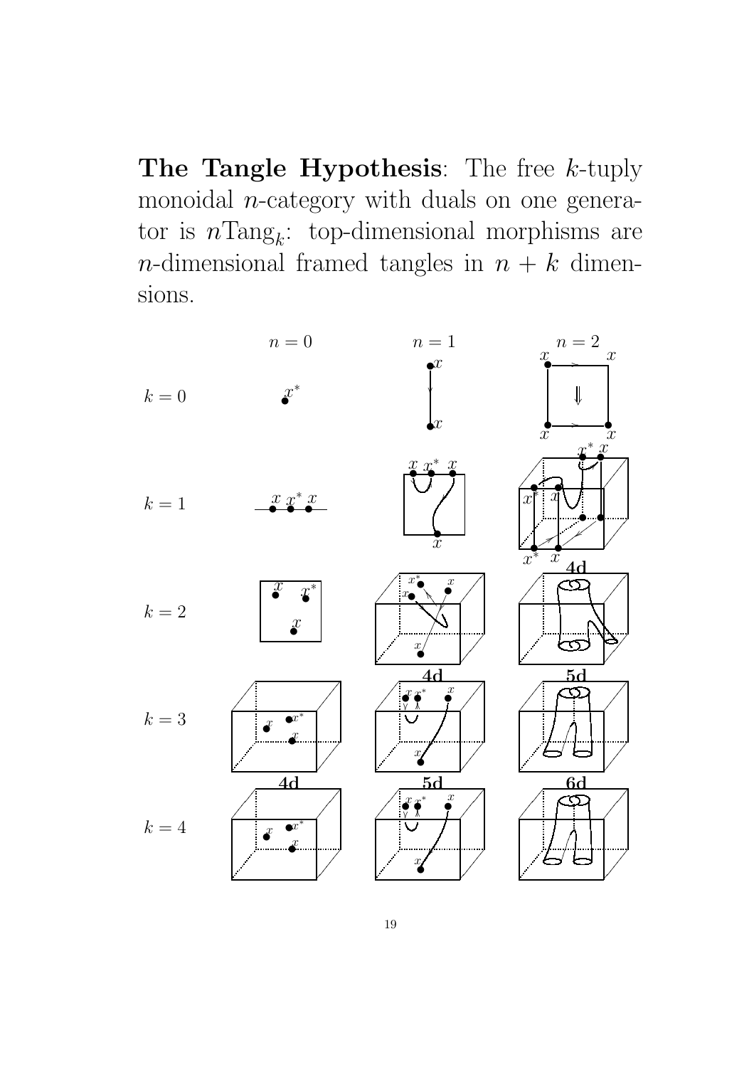**The Tangle Hypothesis**: The free $k$-tuply monoidal $n$-category with duals on one generator is $n\mathrm{Tang}_k$: top-dimensional morphisms are $n$-dimensional framed tangles in $n + k$ dimensions.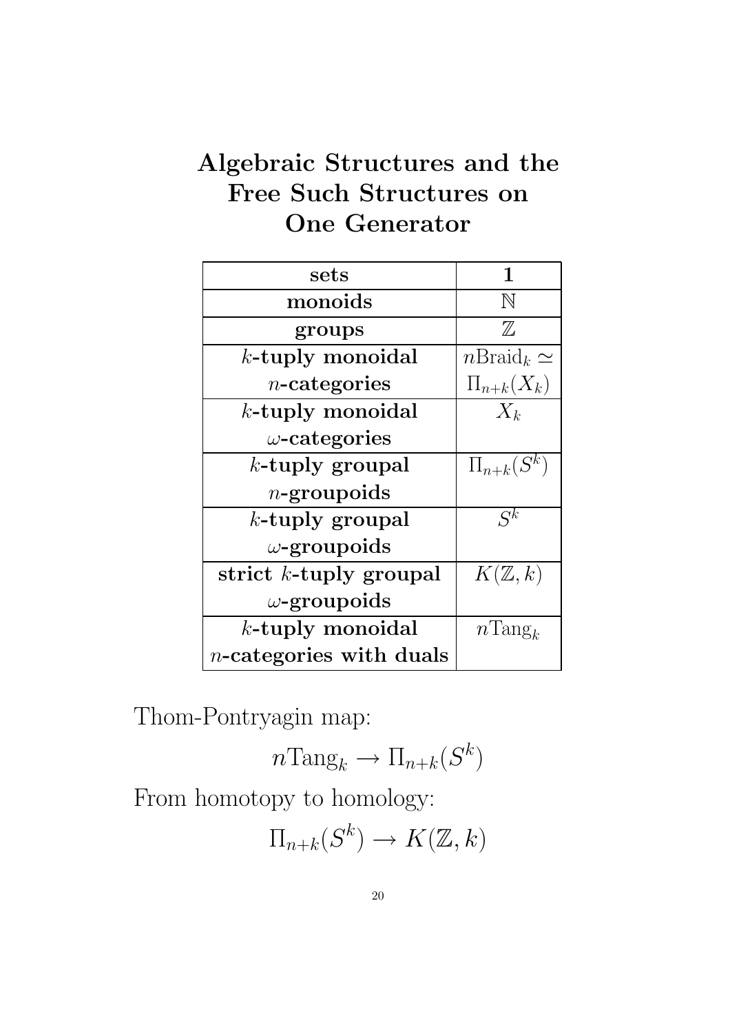# Algebraic Structures and the Free Such Structures on One Generator

| | |
|---|---|
| **sets** | **1** |
| **monoids** | $\mathbb{N}$ |
| **groups** | $\mathbb{Z}$ |
| $k$**-tuply monoidal** $n$**-categories** | $n\mathrm{Braid}_k \simeq \Pi_{n+k}(X_k)$ |
| $k$**-tuply monoidal** $\omega$**-categories** | $X_k$ |
| $k$**-tuply groupal** $n$**-groupoids** | $\Pi_{n+k}(S^k)$ |
| $k$**-tuply groupal** $\omega$**-groupoids** | $S^k$ |
| **strict** $k$**-tuply groupal** $\omega$**-groupoids** | $K(\mathbb{Z}, k)$ |
| $k$**-tuply monoidal** $n$**-categories with duals** | $n\mathrm{Tang}_k$ |

Thom-Pontryagin map:

$$n\mathrm{Tang}_k \to \Pi_{n+k}(S^k)$$

From homotopy to homology:

$$\Pi_{n+k}(S^k) \to K(\mathbb{Z}, k)$$